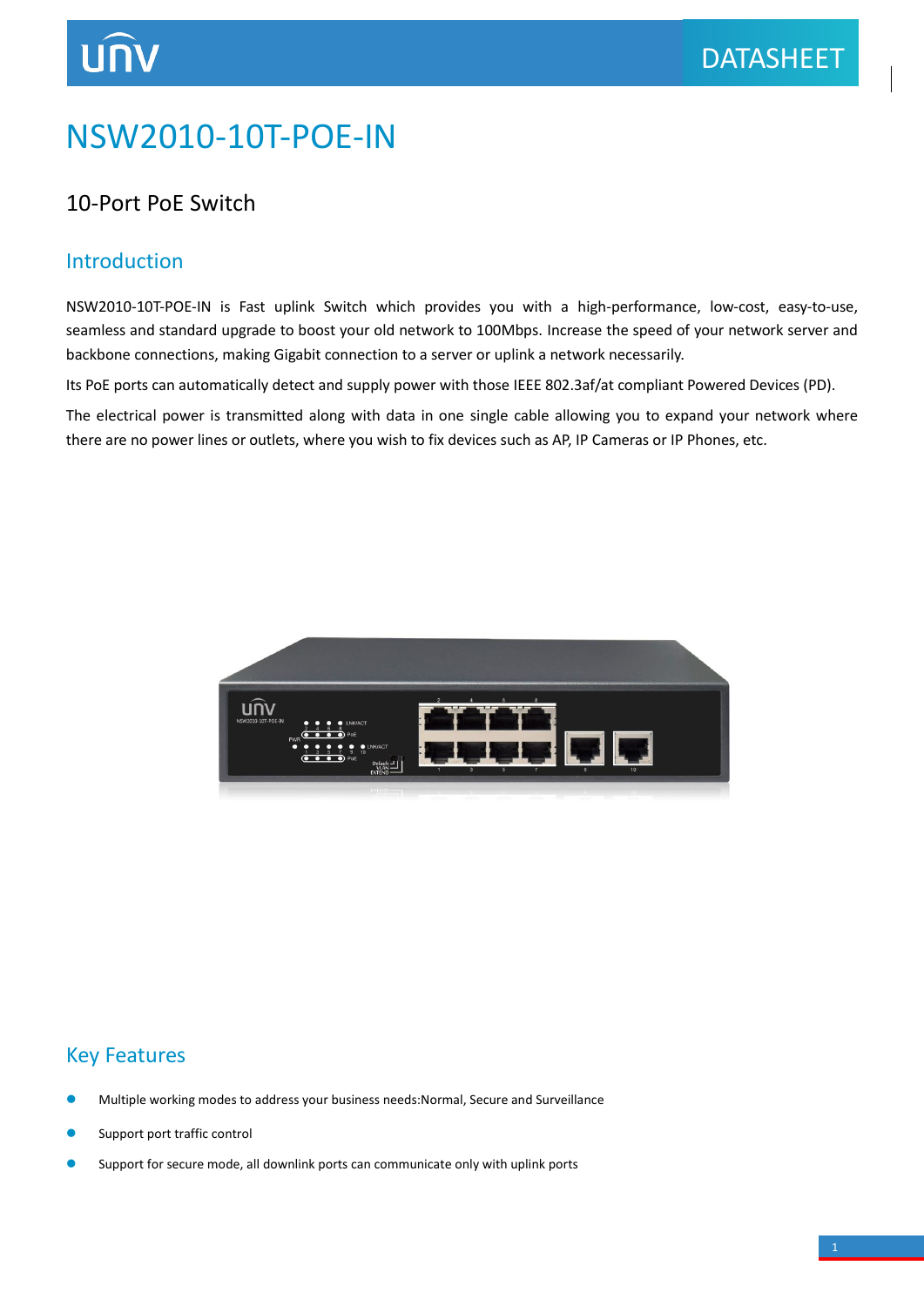# NSW2010-10T-POE-IN

## 10-Port PoE Switch

## Introduction

NSW2010-10T-POE-IN is Fast uplink Switch which provides you with a high-performance, low-cost, easy-to-use, seamless and standard upgrade to boost your old network to 100Mbps. Increase the speed of your network server and backbone connections, making Gigabit connection to a server or uplink a network necessarily.

Its PoE ports can automatically detect and supply power with those IEEE 802.3af/at compliant Powered Devices (PD).

The electrical power is transmitted along with data in one single cable allowing you to expand your network where there are no power lines or outlets, where you wish to fix devices such as AP, IP Cameras or IP Phones, etc.

## Key Features

- Multiple working modes to address your business needs:Normal, Secure and Surveillance
- Support port traffic control
- Support for secure mode, all downlink ports can communicate only with uplink ports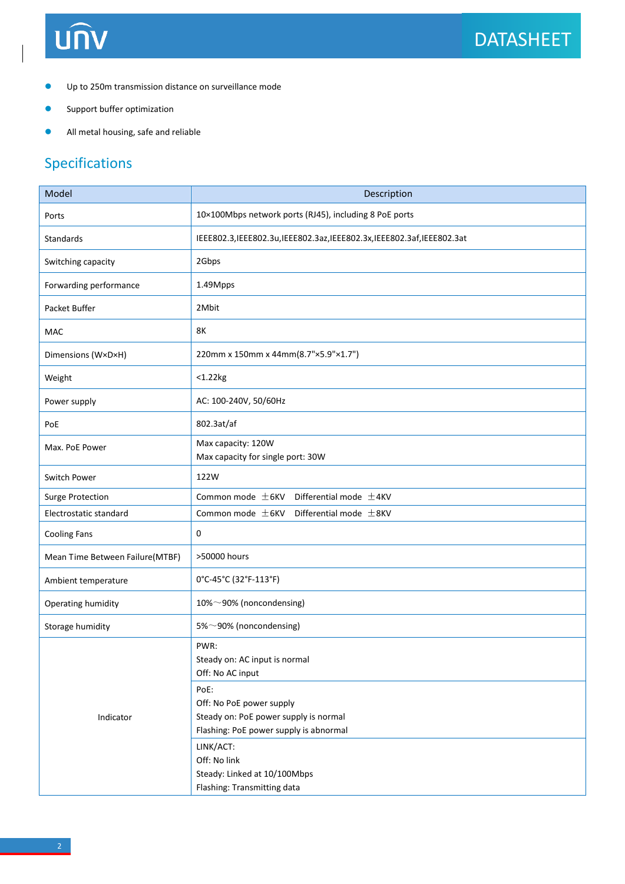- Up to 250m transmission distance on surveillance mode
- Support buffer optimization
- All metal housing, safe and reliable

## Specifications

| Model | Description |
|---|---|
| Ports | 10×100Mbps network ports (RJ45), including 8 PoE ports |
| Standards | IEEE802.3,IEEE802.3u,IEEE802.3az,IEEE802.3x,IEEE802.3af,IEEE802.3at |
| Switching capacity | 2Gbps |
| Forwarding performance | 1.49Mpps |
| Packet Buffer | 2Mbit |
| MAC | 8K |
| Dimensions (W×D×H) | 220mm x 150mm x 44mm(8.7"×5.9"×1.7") |
| Weight | <1.22kg |
| Power supply | AC: 100-240V, 50/60Hz |
| PoE | 802.3at/af |
| Max. PoE Power | Max capacity: 120W<br>Max capacity for single port: 30W |
| Switch Power | 122W |
| Surge Protection | Common mode ±6KV Differential mode ±4KV |
| Electrostatic standard | Common mode ±6KV Differential mode ±8KV |
| Cooling Fans | 0 |
| Mean Time Between Failure(MTBF) | >50000 hours |
| Ambient temperature | 0°C-45°C (32°F-113°F) |
| Operating humidity | 10%～90% (noncondensing) |
| Storage humidity | 5%～90% (noncondensing) |
| Indicator | PWR:<br>Steady on: AC input is normal<br>Off: No AC input |
| | PoE:<br>Off: No PoE power supply<br>Steady on: PoE power supply is normal<br>Flashing: PoE power supply is abnormal |
| | LINK/ACT:<br>Off: No link<br>Steady: Linked at 10/100Mbps<br>Flashing: Transmitting data |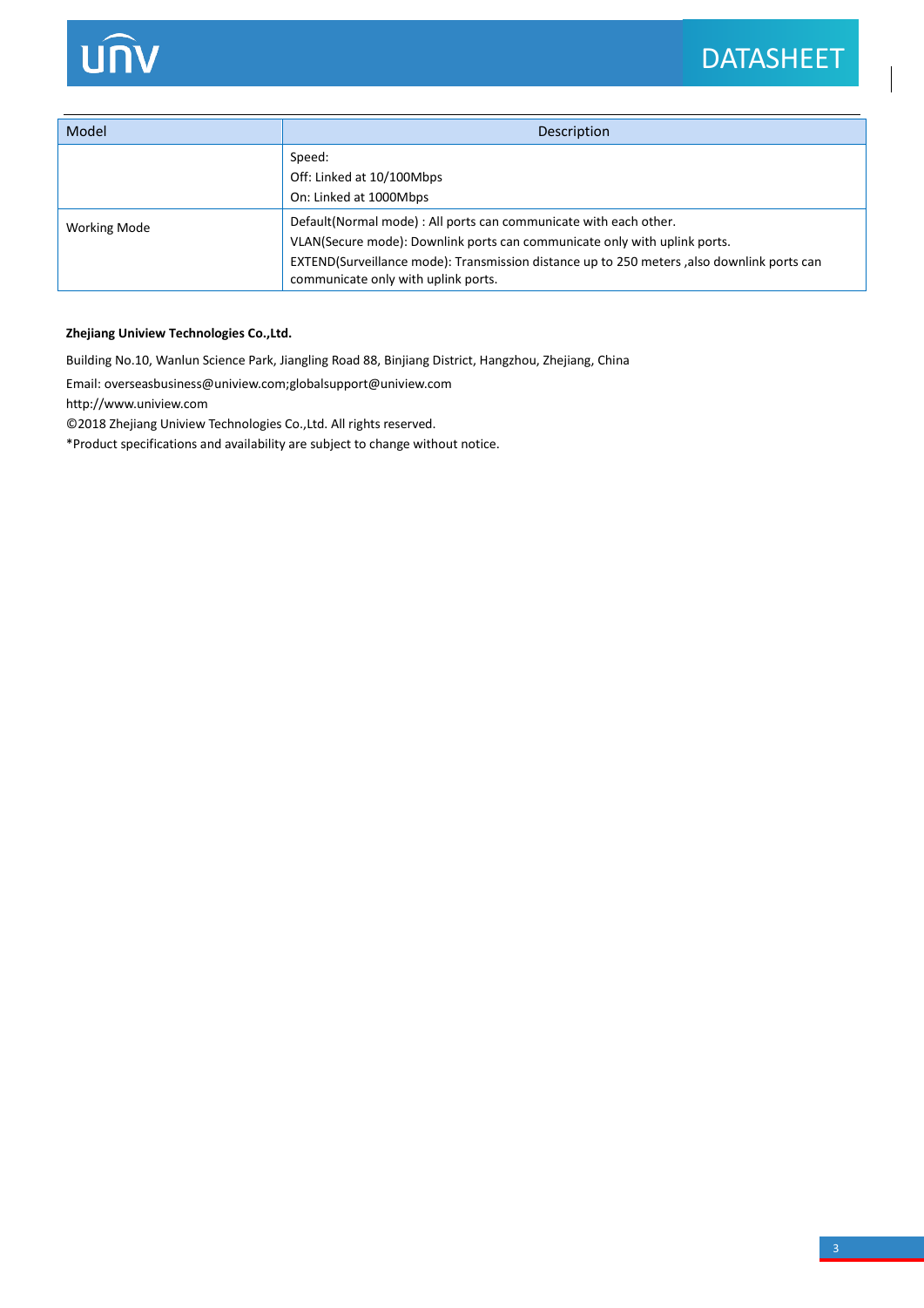| Model | Description |
|---|---|
| | Speed:<br>Off: Linked at 10/100Mbps<br>On: Linked at 1000Mbps |
| Working Mode | Default(Normal mode) : All ports can communicate with each other.<br>VLAN(Secure mode): Downlink ports can communicate only with uplink ports.<br>EXTEND(Surveillance mode): Transmission distance up to 250 meters ,also downlink ports can communicate only with uplink ports. |

**Zhejiang Uniview Technologies Co.,Ltd.**

Building No.10, Wanlun Science Park, Jiangling Road 88, Binjiang District, Hangzhou, Zhejiang, China

Email: overseasbusiness@uniview.com;globalsupport@uniview.com

http://www.uniview.com

©2018 Zhejiang Uniview Technologies Co.,Ltd. All rights reserved.

*Product specifications and availability are subject to change without notice.